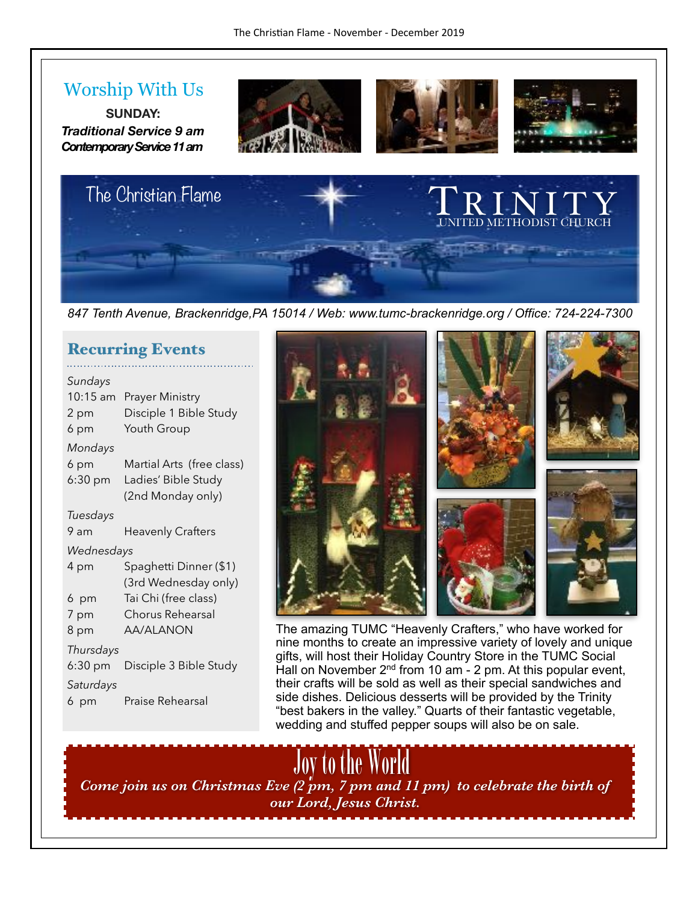## Worship With Us

**SUNDAY:**

***Traditional Service 9 am***

***Contemporary Service 11 am***

# The Christian Flame

TRINITY
UNITED METHODIST CHURCH

*847 Tenth Avenue, Brackenridge,PA 15014 / Web: www.tumc-brackenridge.org / Office: 724-224-7300*

## Recurring Events

*Sundays*

| | |
|---|---|
| 10:15 am | Prayer Ministry |
| 2 pm | Disciple 1 Bible Study |
| 6 pm | Youth Group |

*Mondays*

| | |
|---|---|
| 6 pm | Martial Arts (free class) |
| 6:30 pm | Ladies' Bible Study (2nd Monday only) |

*Tuesdays*

| | |
|---|---|
| 9 am | Heavenly Crafters |

*Wednesdays*

| | |
|---|---|
| 4 pm | Spaghetti Dinner ($1) (3rd Wednesday only) |
| 6 pm | Tai Chi (free class) |
| 7 pm | Chorus Rehearsal |
| 8 pm | AA/ALANON |

*Thursdays*

| | |
|---|---|
| 6:30 pm | Disciple 3 Bible Study |

*Saturdays*

| | |
|---|---|
| 6 pm | Praise Rehearsal |

The amazing TUMC "Heavenly Crafters," who have worked for nine months to create an impressive variety of lovely and unique gifts, will host their Holiday Country Store in the TUMC Social Hall on November 2nd from 10 am - 2 pm. At this popular event, their crafts will be sold as well as their special sandwiches and side dishes. Delicious desserts will be provided by the Trinity "best bakers in the valley." Quarts of their fantastic vegetable, wedding and stuffed pepper soups will also be on sale.

## Joy to the World

***Come join us on Christmas Eve (2 pm, 7 pm and 11 pm) to celebrate the birth of our Lord, Jesus Christ.***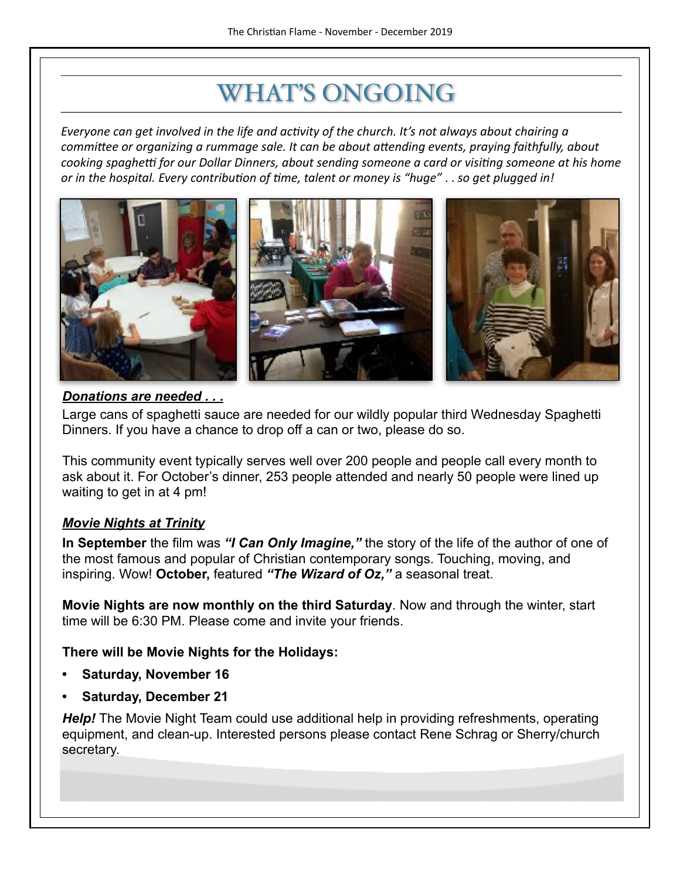# WHAT'S ONGOING

*Everyone can get involved in the life and activity of the church. It's not always about chairing a committee or organizing a rummage sale. It can be about attending events, praying faithfully, about cooking spaghetti for our Dollar Dinners, about sending someone a card or visiting someone at his home or in the hospital. Every contribution of time, talent or money is "huge" . . so get plugged in!*

***Donations are needed . . .***

Large cans of spaghetti sauce are needed for our wildly popular third Wednesday Spaghetti Dinners. If you have a chance to drop off a can or two, please do so.

This community event typically serves well over 200 people and people call every month to ask about it. For October's dinner, 253 people attended and nearly 50 people were lined up waiting to get in at 4 pm!

***Movie Nights at Trinity***

**In September** the film was ***"I Can Only Imagine,"*** the story of the life of the author of one of the most famous and popular of Christian contemporary songs. Touching, moving, and inspiring. Wow! **October,** featured ***"The Wizard of Oz,"*** a seasonal treat.

**Movie Nights are now monthly on the third Saturday**. Now and through the winter, start time will be 6:30 PM. Please come and invite your friends.

**There will be Movie Nights for the Holidays:**

- **Saturday, November 16**
- **Saturday, December 21**

***Help!*** The Movie Night Team could use additional help in providing refreshments, operating equipment, and clean-up. Interested persons please contact Rene Schrag or Sherry/church secretary.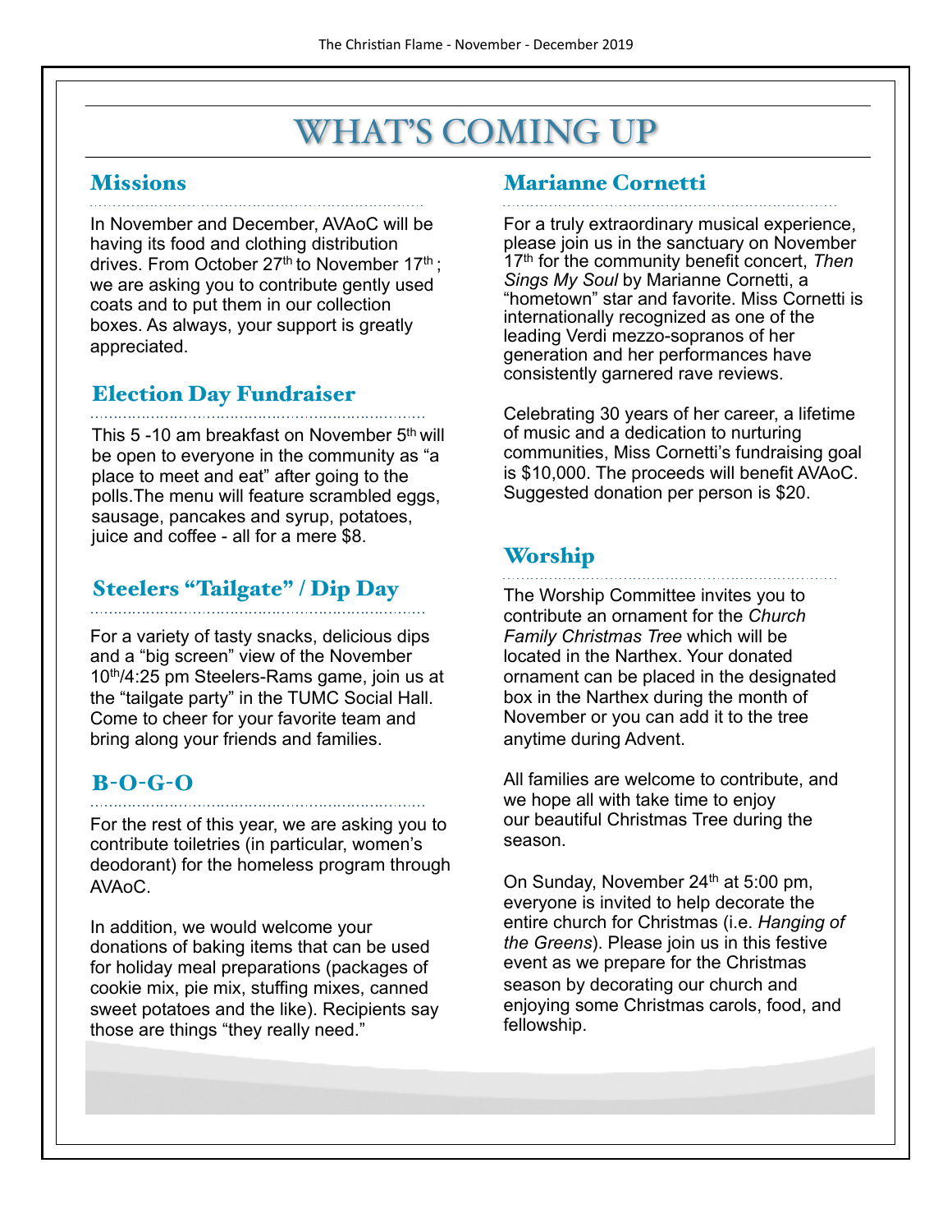# WHAT'S COMING UP

## Missions

In November and December, AVAoC will be having its food and clothing distribution drives. From October 27th to November 17th ; we are asking you to contribute gently used coats and to put them in our collection boxes. As always, your support is greatly appreciated.

## Election Day Fundraiser

This 5 -10 am breakfast on November 5th will be open to everyone in the community as "a place to meet and eat" after going to the polls.The menu will feature scrambled eggs, sausage, pancakes and syrup, potatoes, juice and coffee - all for a mere $8.

## Steelers "Tailgate" / Dip Day

For a variety of tasty snacks, delicious dips and a "big screen" view of the November 10th/4:25 pm Steelers-Rams game, join us at the "tailgate party" in the TUMC Social Hall. Come to cheer for your favorite team and bring along your friends and families.

## B-O-G-O

For the rest of this year, we are asking you to contribute toiletries (in particular, women's deodorant) for the homeless program through AVAoC.

In addition, we would welcome your donations of baking items that can be used for holiday meal preparations (packages of cookie mix, pie mix, stuffing mixes, canned sweet potatoes and the like). Recipients say those are things "they really need."

## Marianne Cornetti

For a truly extraordinary musical experience, please join us in the sanctuary on November 17th for the community benefit concert, *Then Sings My Soul* by Marianne Cornetti, a "hometown" star and favorite. Miss Cornetti is internationally recognized as one of the leading Verdi mezzo-sopranos of her generation and her performances have consistently garnered rave reviews.

Celebrating 30 years of her career, a lifetime of music and a dedication to nurturing communities, Miss Cornetti's fundraising goal is $10,000. The proceeds will benefit AVAoC. Suggested donation per person is $20.

## Worship

The Worship Committee invites you to contribute an ornament for the *Church Family Christmas Tree* which will be located in the Narthex. Your donated ornament can be placed in the designated box in the Narthex during the month of November or you can add it to the tree anytime during Advent.

All families are welcome to contribute, and we hope all with take time to enjoy our beautiful Christmas Tree during the season.

On Sunday, November 24th at 5:00 pm, everyone is invited to help decorate the entire church for Christmas (i.e. *Hanging of the Greens*). Please join us in this festive event as we prepare for the Christmas season by decorating our church and enjoying some Christmas carols, food, and fellowship.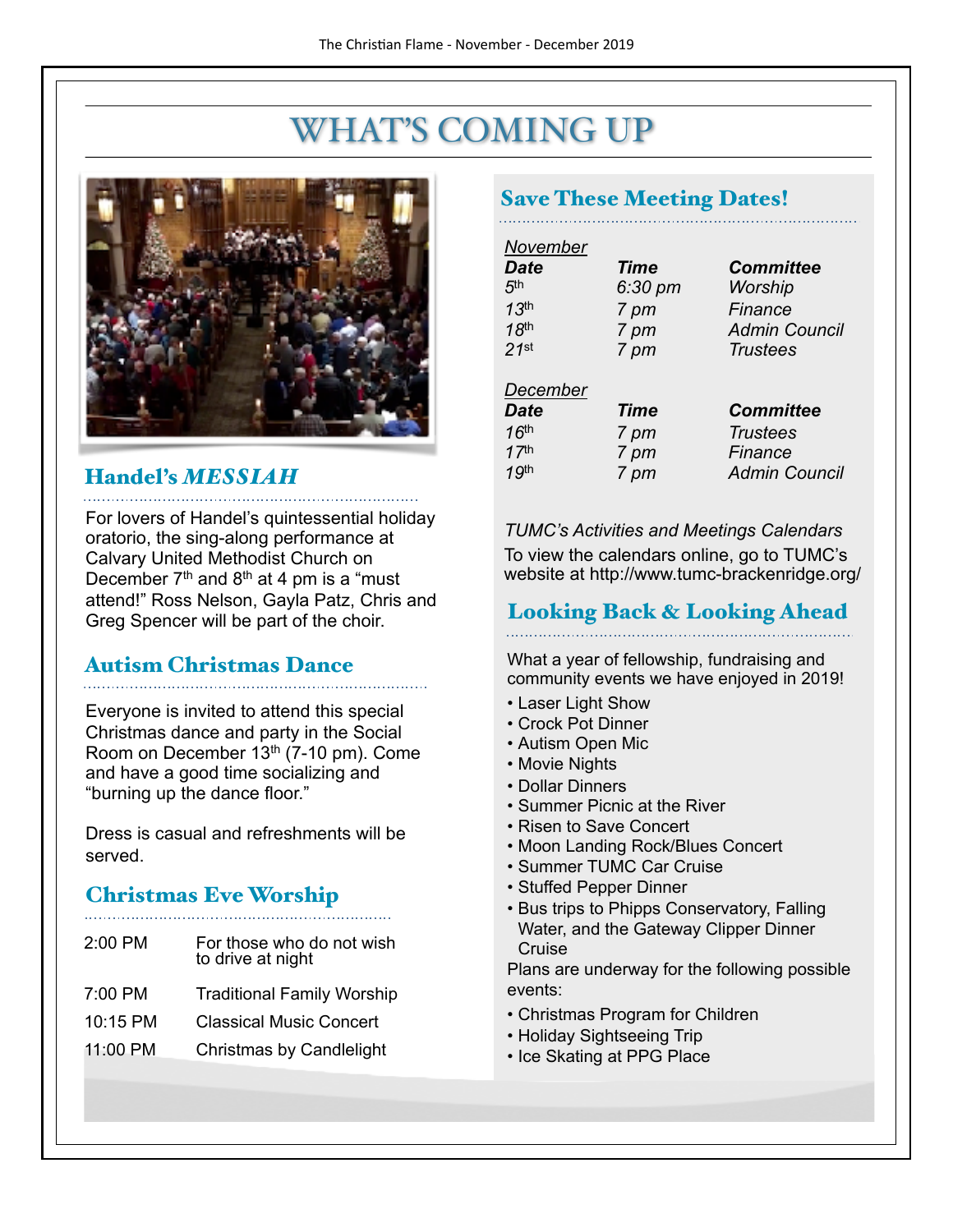# WHAT'S COMING UP

## Handel's *MESSIAH*

For lovers of Handel's quintessential holiday oratorio, the sing-along performance at Calvary United Methodist Church on December 7th and 8th at 4 pm is a "must attend!" Ross Nelson, Gayla Patz, Chris and Greg Spencer will be part of the choir.

## Autism Christmas Dance

Everyone is invited to attend this special Christmas dance and party in the Social Room on December 13th (7-10 pm). Come and have a good time socializing and "burning up the dance floor."

Dress is casual and refreshments will be served.

## Christmas Eve Worship

| | |
|---|---|
| 2:00 PM | For those who do not wish to drive at night |
| 7:00 PM | Traditional Family Worship |
| 10:15 PM | Classical Music Concert |
| 11:00 PM | Christmas by Candlelight |

## Save These Meeting Dates!

*November*

| *Date* | *Time* | *Committee* |
|---|---|---|
| *5th* | *6:30 pm* | *Worship* |
| *13th* | *7 pm* | *Finance* |
| *18th* | *7 pm* | *Admin Council* |
| *21st* | *7 pm* | *Trustees* |

*December*

| *Date* | *Time* | *Committee* |
|---|---|---|
| *16th* | *7 pm* | *Trustees* |
| *17th* | *7 pm* | *Finance* |
| *19th* | *7 pm* | *Admin Council* |

*TUMC's Activities and Meetings Calendars*

To view the calendars online, go to TUMC's website at http://www.tumc-brackenridge.org/

## Looking Back & Looking Ahead

What a year of fellowship, fundraising and community events we have enjoyed in 2019!

- Laser Light Show
- Crock Pot Dinner
- Autism Open Mic
- Movie Nights
- Dollar Dinners
- Summer Picnic at the River
- Risen to Save Concert
- Moon Landing Rock/Blues Concert
- Summer TUMC Car Cruise
- Stuffed Pepper Dinner
- Bus trips to Phipps Conservatory, Falling Water, and the Gateway Clipper Dinner Cruise

Plans are underway for the following possible events:

- Christmas Program for Children
- Holiday Sightseeing Trip
- Ice Skating at PPG Place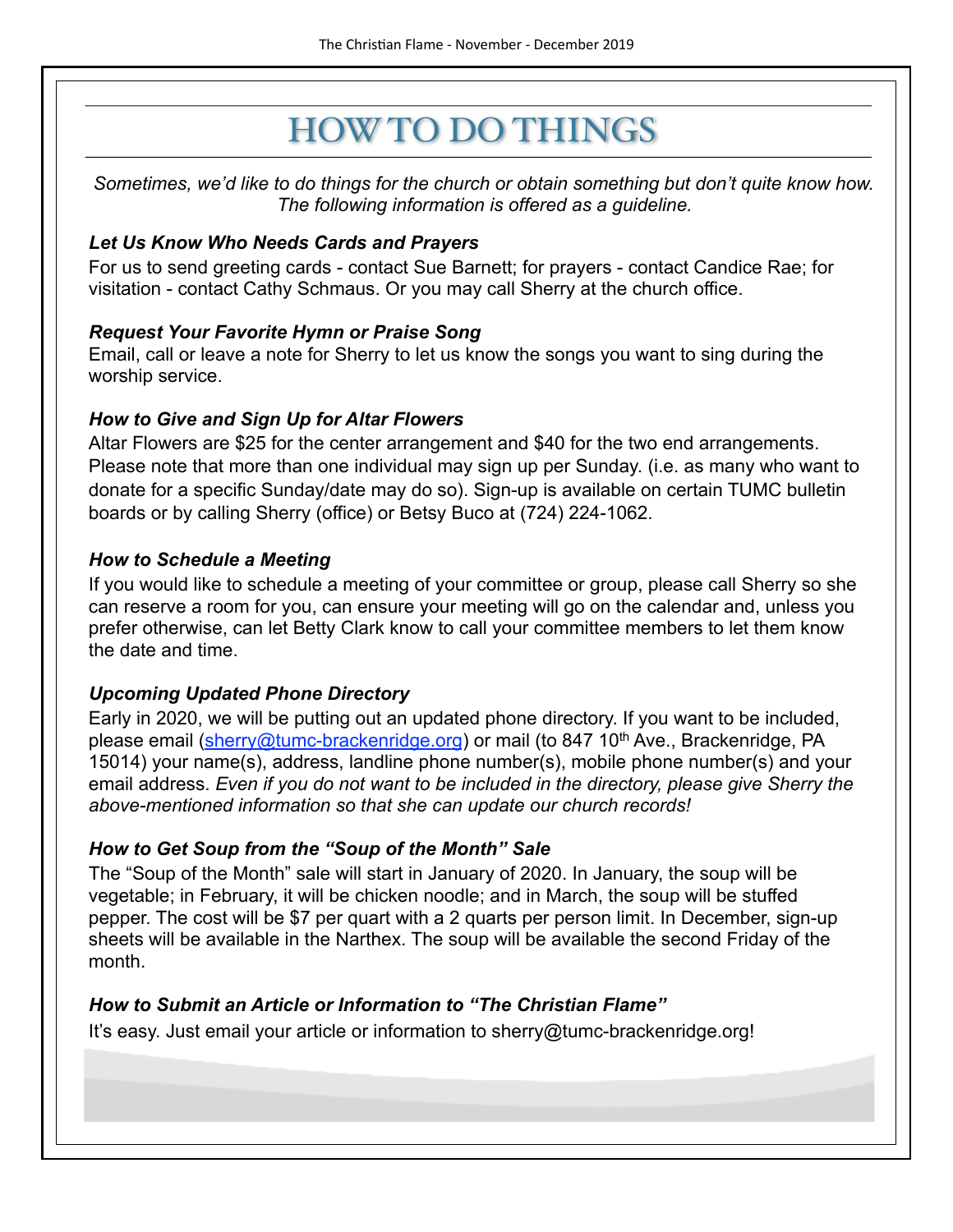# HOW TO DO THINGS

*Sometimes, we'd like to do things for the church or obtain something but don't quite know how. The following information is offered as a guideline.*

***Let Us Know Who Needs Cards and Prayers***

For us to send greeting cards - contact Sue Barnett; for prayers - contact Candice Rae; for visitation - contact Cathy Schmaus. Or you may call Sherry at the church office.

***Request Your Favorite Hymn or Praise Song***

Email, call or leave a note for Sherry to let us know the songs you want to sing during the worship service.

***How to Give and Sign Up for Altar Flowers***

Altar Flowers are $25 for the center arrangement and $40 for the two end arrangements. Please note that more than one individual may sign up per Sunday. (i.e. as many who want to donate for a specific Sunday/date may do so). Sign-up is available on certain TUMC bulletin boards or by calling Sherry (office) or Betsy Buco at (724) 224-1062.

***How to Schedule a Meeting***

If you would like to schedule a meeting of your committee or group, please call Sherry so she can reserve a room for you, can ensure your meeting will go on the calendar and, unless you prefer otherwise, can let Betty Clark know to call your committee members to let them know the date and time.

***Upcoming Updated Phone Directory***

Early in 2020, we will be putting out an updated phone directory. If you want to be included, please email (sherry@tumc-brackenridge.org) or mail (to 847 10th Ave., Brackenridge, PA 15014) your name(s), address, landline phone number(s), mobile phone number(s) and your email address. *Even if you do not want to be included in the directory, please give Sherry the above-mentioned information so that she can update our church records!*

***How to Get Soup from the "Soup of the Month" Sale***

The "Soup of the Month" sale will start in January of 2020. In January, the soup will be vegetable; in February, it will be chicken noodle; and in March, the soup will be stuffed pepper. The cost will be $7 per quart with a 2 quarts per person limit. In December, sign-up sheets will be available in the Narthex. The soup will be available the second Friday of the month.

***How to Submit an Article or Information to "The Christian Flame"***

It's easy. Just email your article or information to sherry@tumc-brackenridge.org!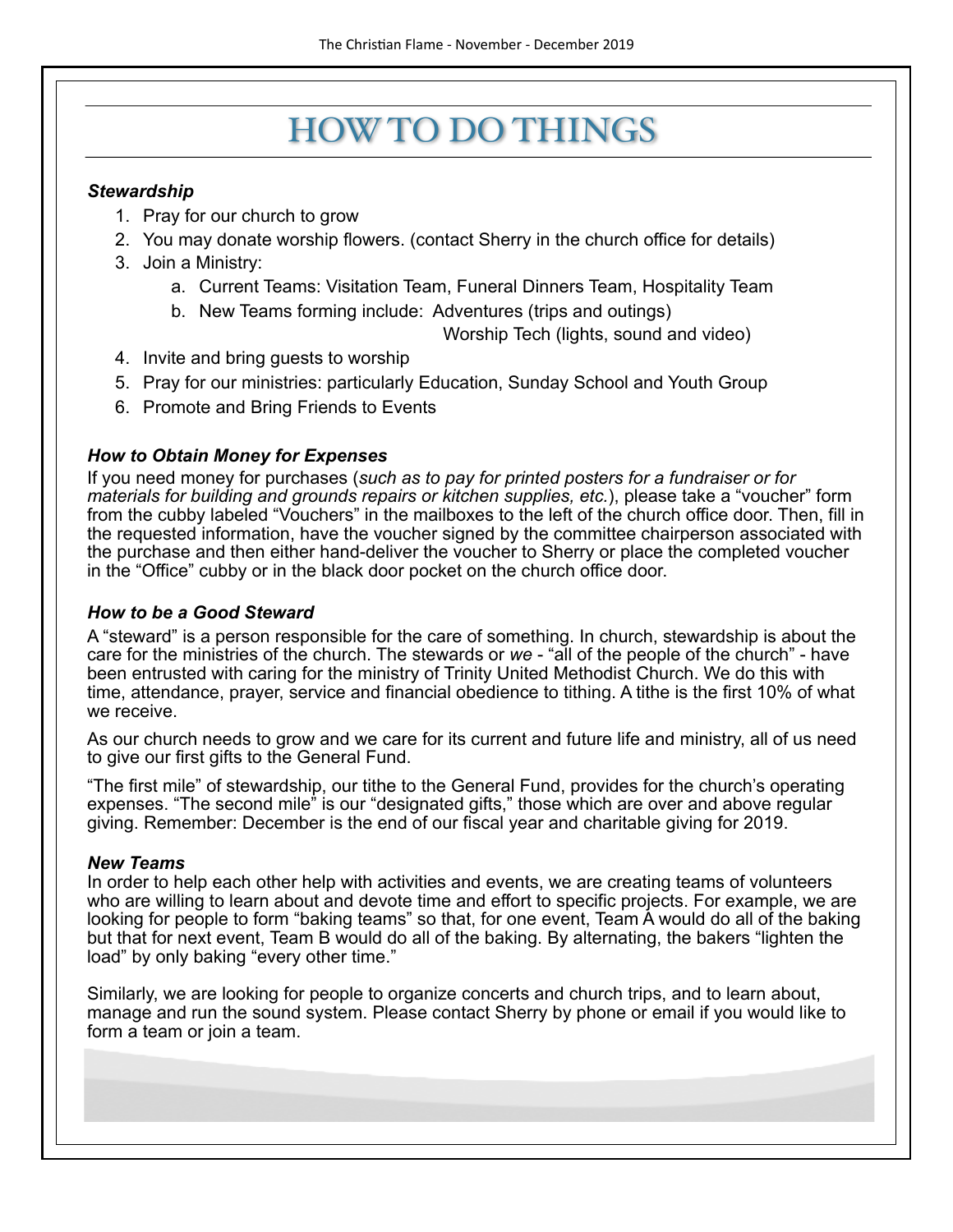# HOW TO DO THINGS

***Stewardship***

1. Pray for our church to grow
2. You may donate worship flowers. (contact Sherry in the church office for details)
3. Join a Ministry:
   a. Current Teams: Visitation Team, Funeral Dinners Team, Hospitality Team
   b. New Teams forming include: Adventures (trips and outings)
      Worship Tech (lights, sound and video)
4. Invite and bring guests to worship
5. Pray for our ministries: particularly Education, Sunday School and Youth Group
6. Promote and Bring Friends to Events

***How to Obtain Money for Expenses***

If you need money for purchases (*such as to pay for printed posters for a fundraiser or for materials for building and grounds repairs or kitchen supplies, etc.*), please take a "voucher" form from the cubby labeled "Vouchers" in the mailboxes to the left of the church office door. Then, fill in the requested information, have the voucher signed by the committee chairperson associated with the purchase and then either hand-deliver the voucher to Sherry or place the completed voucher in the "Office" cubby or in the black door pocket on the church office door.

***How to be a Good Steward***

A "steward" is a person responsible for the care of something. In church, stewardship is about the care for the ministries of the church. The stewards or *we* - "all of the people of the church" - have been entrusted with caring for the ministry of Trinity United Methodist Church. We do this with time, attendance, prayer, service and financial obedience to tithing. A tithe is the first 10% of what we receive.

As our church needs to grow and we care for its current and future life and ministry, all of us need to give our first gifts to the General Fund.

"The first mile" of stewardship, our tithe to the General Fund, provides for the church's operating expenses. "The second mile" is our "designated gifts," those which are over and above regular giving. Remember: December is the end of our fiscal year and charitable giving for 2019.

***New Teams***

In order to help each other help with activities and events, we are creating teams of volunteers who are willing to learn about and devote time and effort to specific projects. For example, we are looking for people to form "baking teams" so that, for one event, Team A would do all of the baking but that for next event, Team B would do all of the baking. By alternating, the bakers "lighten the load" by only baking "every other time."

Similarly, we are looking for people to organize concerts and church trips, and to learn about, manage and run the sound system. Please contact Sherry by phone or email if you would like to form a team or join a team.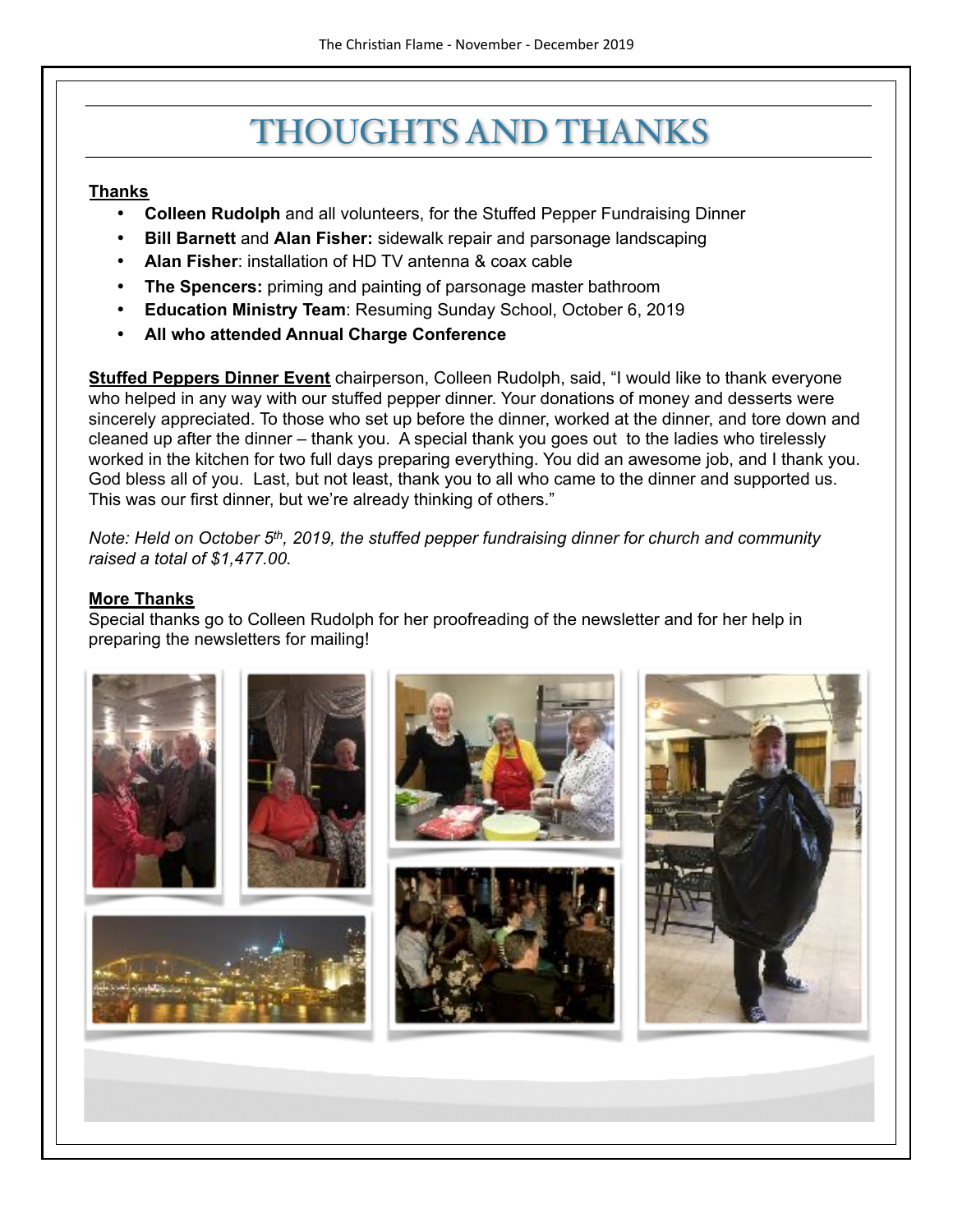# THOUGHTS AND THANKS

**Thanks**

- **Colleen Rudolph** and all volunteers, for the Stuffed Pepper Fundraising Dinner
- **Bill Barnett** and **Alan Fisher:** sidewalk repair and parsonage landscaping
- **Alan Fisher**: installation of HD TV antenna & coax cable
- **The Spencers:** priming and painting of parsonage master bathroom
- **Education Ministry Team**: Resuming Sunday School, October 6, 2019
- **All who attended Annual Charge Conference**

**Stuffed Peppers Dinner Event** chairperson, Colleen Rudolph, said, "I would like to thank everyone who helped in any way with our stuffed pepper dinner. Your donations of money and desserts were sincerely appreciated. To those who set up before the dinner, worked at the dinner, and tore down and cleaned up after the dinner – thank you. A special thank you goes out to the ladies who tirelessly worked in the kitchen for two full days preparing everything. You did an awesome job, and I thank you. God bless all of you. Last, but not least, thank you to all who came to the dinner and supported us. This was our first dinner, but we're already thinking of others."

*Note: Held on October 5th, 2019, the stuffed pepper fundraising dinner for church and community raised a total of $1,477.00.*

**More Thanks**

Special thanks go to Colleen Rudolph for her proofreading of the newsletter and for her help in preparing the newsletters for mailing!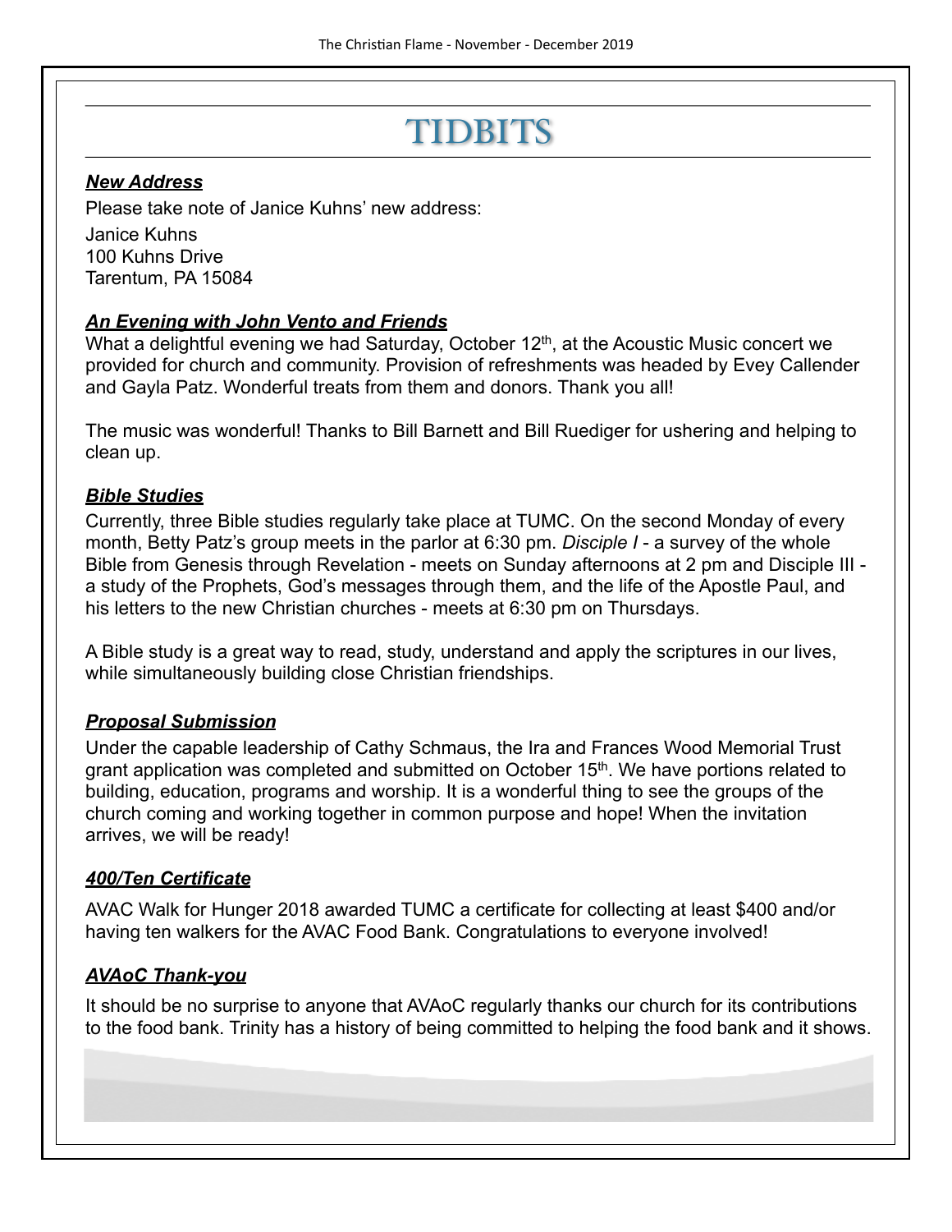# TIDBITS

***New Address***

Please take note of Janice Kuhns' new address:

Janice Kuhns
100 Kuhns Drive
Tarentum, PA 15084

***An Evening with John Vento and Friends***

What a delightful evening we had Saturday, October 12th, at the Acoustic Music concert we provided for church and community. Provision of refreshments was headed by Evey Callender and Gayla Patz. Wonderful treats from them and donors. Thank you all!

The music was wonderful! Thanks to Bill Barnett and Bill Ruediger for ushering and helping to clean up.

***Bible Studies***

Currently, three Bible studies regularly take place at TUMC. On the second Monday of every month, Betty Patz's group meets in the parlor at 6:30 pm. *Disciple I* - a survey of the whole Bible from Genesis through Revelation - meets on Sunday afternoons at 2 pm and Disciple III - a study of the Prophets, God's messages through them, and the life of the Apostle Paul, and his letters to the new Christian churches - meets at 6:30 pm on Thursdays.

A Bible study is a great way to read, study, understand and apply the scriptures in our lives, while simultaneously building close Christian friendships.

***Proposal Submission***

Under the capable leadership of Cathy Schmaus, the Ira and Frances Wood Memorial Trust grant application was completed and submitted on October 15th. We have portions related to building, education, programs and worship. It is a wonderful thing to see the groups of the church coming and working together in common purpose and hope! When the invitation arrives, we will be ready!

***400/Ten Certificate***

AVAC Walk for Hunger 2018 awarded TUMC a certificate for collecting at least $400 and/or having ten walkers for the AVAC Food Bank. Congratulations to everyone involved!

***AVAoC Thank-you***

It should be no surprise to anyone that AVAoC regularly thanks our church for its contributions to the food bank. Trinity has a history of being committed to helping the food bank and it shows.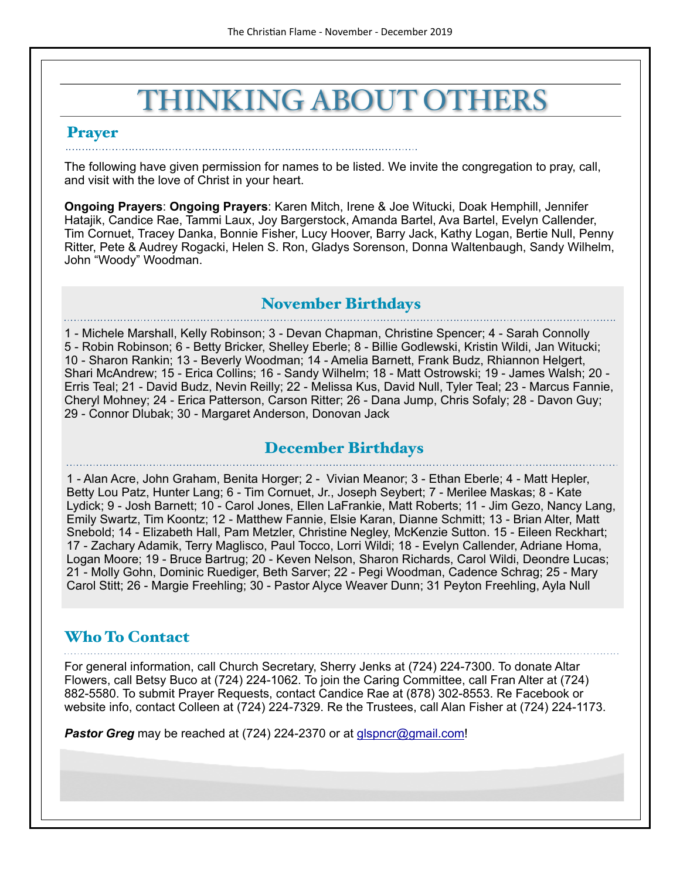# THINKING ABOUT OTHERS

## Prayer

The following have given permission for names to be listed. We invite the congregation to pray, call, and visit with the love of Christ in your heart.

**Ongoing Prayers**: **Ongoing Prayers**: Karen Mitch, Irene & Joe Witucki, Doak Hemphill, Jennifer Hatajik, Candice Rae, Tammi Laux, Joy Bargerstock, Amanda Bartel, Ava Bartel, Evelyn Callender, Tim Cornuet, Tracey Danka, Bonnie Fisher, Lucy Hoover, Barry Jack, Kathy Logan, Bertie Null, Penny Ritter, Pete & Audrey Rogacki, Helen S. Ron, Gladys Sorenson, Donna Waltenbaugh, Sandy Wilhelm, John "Woody" Woodman.

## November Birthdays

1 - Michele Marshall, Kelly Robinson; 3 - Devan Chapman, Christine Spencer; 4 - Sarah Connolly 5 - Robin Robinson; 6 - Betty Bricker, Shelley Eberle; 8 - Billie Godlewski, Kristin Wildi, Jan Witucki; 10 - Sharon Rankin; 13 - Beverly Woodman; 14 - Amelia Barnett, Frank Budz, Rhiannon Helgert, Shari McAndrew; 15 - Erica Collins; 16 - Sandy Wilhelm; 18 - Matt Ostrowski; 19 - James Walsh; 20 - Erris Teal; 21 - David Budz, Nevin Reilly; 22 - Melissa Kus, David Null, Tyler Teal; 23 - Marcus Fannie, Cheryl Mohney; 24 - Erica Patterson, Carson Ritter; 26 - Dana Jump, Chris Sofaly; 28 - Davon Guy; 29 - Connor Dlubak; 30 - Margaret Anderson, Donovan Jack

## December Birthdays

1 - Alan Acre, John Graham, Benita Horger; 2 - Vivian Meanor; 3 - Ethan Eberle; 4 - Matt Hepler, Betty Lou Patz, Hunter Lang; 6 - Tim Cornuet, Jr., Joseph Seybert; 7 - Merilee Maskas; 8 - Kate Lydick; 9 - Josh Barnett; 10 - Carol Jones, Ellen LaFrankie, Matt Roberts; 11 - Jim Gezo, Nancy Lang, Emily Swartz, Tim Koontz; 12 - Matthew Fannie, Elsie Karan, Dianne Schmitt; 13 - Brian Alter, Matt Snebold; 14 - Elizabeth Hall, Pam Metzler, Christine Negley, McKenzie Sutton. 15 - Eileen Reckhart; 17 - Zachary Adamik, Terry Maglisco, Paul Tocco, Lorri Wildi; 18 - Evelyn Callender, Adriane Homa, Logan Moore; 19 - Bruce Bartrug; 20 - Keven Nelson, Sharon Richards, Carol Wildi, Deondre Lucas; 21 - Molly Gohn, Dominic Ruediger, Beth Sarver; 22 - Pegi Woodman, Cadence Schrag; 25 - Mary Carol Stitt; 26 - Margie Freehling; 30 - Pastor Alyce Weaver Dunn; 31 Peyton Freehling, Ayla Null

## Who To Contact

For general information, call Church Secretary, Sherry Jenks at (724) 224-7300. To donate Altar Flowers, call Betsy Buco at (724) 224-1062. To join the Caring Committee, call Fran Alter at (724) 882-5580. To submit Prayer Requests, contact Candice Rae at (878) 302-8553. Re Facebook or website info, contact Colleen at (724) 224-7329. Re the Trustees, call Alan Fisher at (724) 224-1173.

***Pastor Greg*** may be reached at (724) 224-2370 or at glspncr@gmail.com!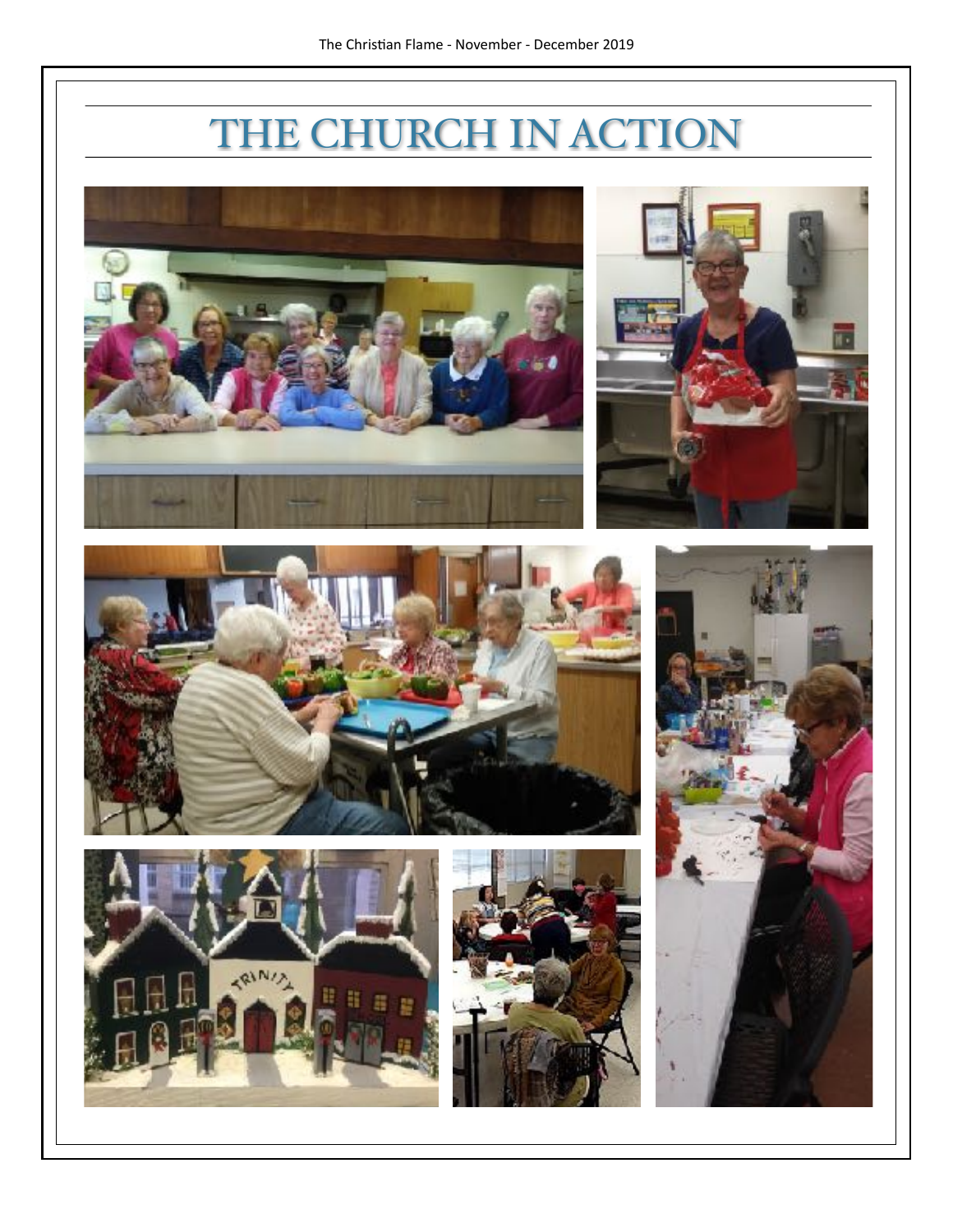# THE CHURCH IN ACTION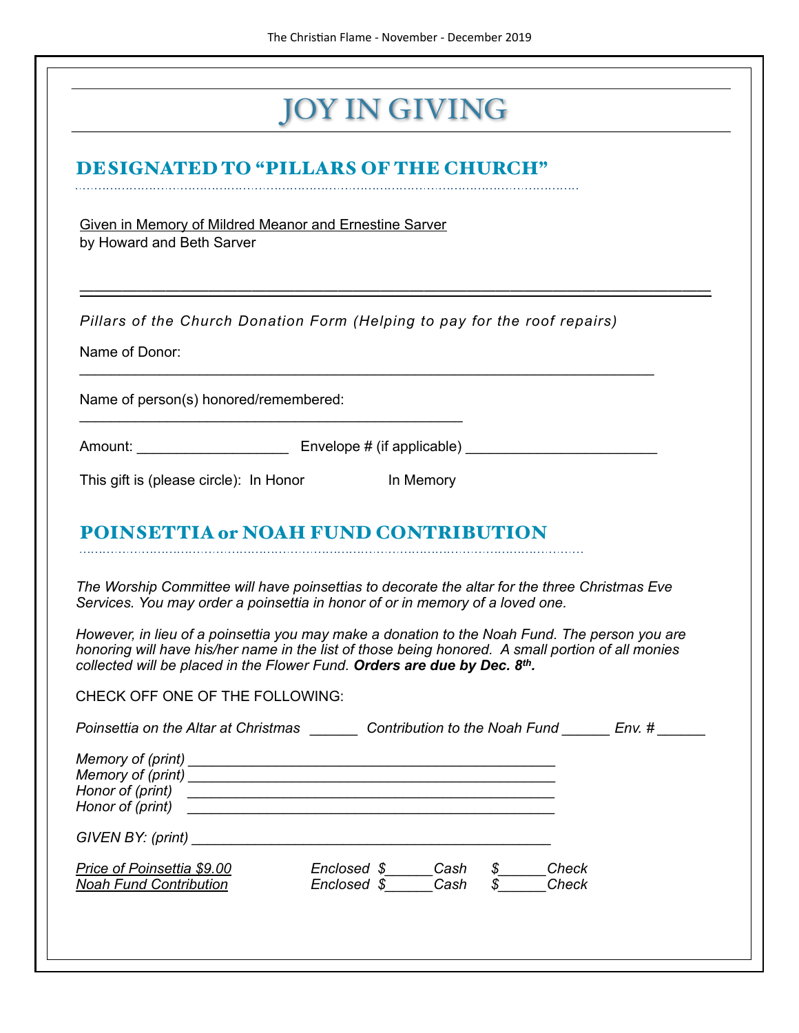# JOY IN GIVING

## DESIGNATED TO "PILLARS OF THE CHURCH"

Given in Memory of Mildred Meanor and Ernestine Sarver
by Howard and Beth Sarver

---

*Pillars of the Church Donation Form (Helping to pay for the roof repairs)*

Name of Donor: ___________________________________________________________________

Name of person(s) honored/remembered: ____________________________________________

Amount: ___________________ Envelope # (if applicable) ________________________

This gift is (please circle): In Honor In Memory

## POINSETTIA or NOAH FUND CONTRIBUTION

*The Worship Committee will have poinsettias to decorate the altar for the three Christmas Eve Services. You may order a poinsettia in honor of or in memory of a loved one.*

*However, in lieu of a poinsettia you may make a donation to the Noah Fund. The person you are honoring will have his/her name in the list of those being honored. A small portion of all monies collected will be placed in the Flower Fund.* ***Orders are due by Dec. 8th.***

CHECK OFF ONE OF THE FOLLOWING:

*Poinsettia on the Altar at Christmas ______ Contribution to the Noah Fund ______ Env. # ______*

*Memory of (print) ______________________________________________*
*Memory of (print) ______________________________________________*
*Honor of (print) ______________________________________________*
*Honor of (print) ______________________________________________*

*GIVEN BY: (print) ______________________________________________*

*Price of Poinsettia $9.00* *Enclosed $______Cash $______Check*
*Noah Fund Contribution* *Enclosed $______Cash $______Check*